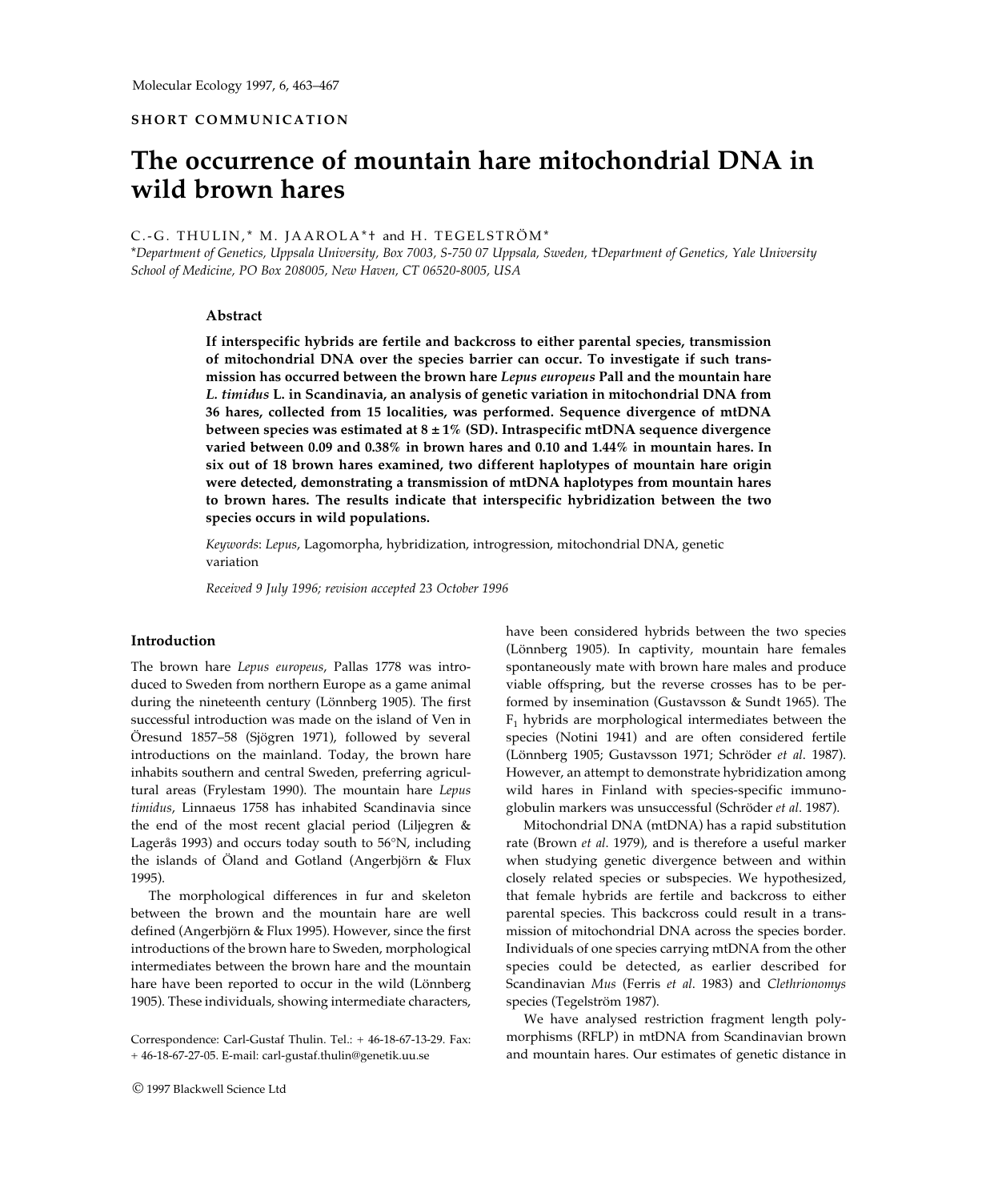SHORT COMMUNICATION

# The occurrence of mountain hare mitochondrial DNA in wild brown hares

C.-G. THULIN,* M. JAAROLA*† and H. TEGELSTRÖM*

*Department of Genetics, Uppsala University, Box 7003, S-750 07 Uppsala, Sweden, †Department of Genetics, Yale University School of Medicine, PO Box 208005, New Haven, CT 06520-8005, USA

## Abstract

**If interspecific hybrids are fertile and backcross to either parental species, transmission of mitochondrial DNA over the species barrier can occur. To investigate if such transmission has occurred between the brown hare *Lepus europeus* Pall and the mountain hare *L. timidus* L. in Scandinavia, an analysis of genetic variation in mitochondrial DNA from 36 hares, collected from 15 localities, was performed. Sequence divergence of mtDNA between species was estimated at 8 ± 1% (SD). Intraspecific mtDNA sequence divergence varied between 0.09 and 0.38% in brown hares and 0.10 and 1.44% in mountain hares. In six out of 18 brown hares examined, two different haplotypes of mountain hare origin were detected, demonstrating a transmission of mtDNA haplotypes from mountain hares to brown hares. The results indicate that interspecific hybridization between the two species occurs in wild populations.**

*Keywords*: *Lepus*, Lagomorpha, hybridization, introgression, mitochondrial DNA, genetic variation

*Received 9 July 1996; revision accepted 23 October 1996*

## Introduction

The brown hare *Lepus europeus*, Pallas 1778 was introduced to Sweden from northern Europe as a game animal during the nineteenth century (Lönnberg 1905). The first successful introduction was made on the island of Ven in Öresund 1857–58 (Sjögren 1971), followed by several introductions on the mainland. Today, the brown hare inhabits southern and central Sweden, preferring agricultural areas (Frylestam 1990). The mountain hare *Lepus timidus*, Linnaeus 1758 has inhabited Scandinavia since the end of the most recent glacial period (Liljegren & Lagerås 1993) and occurs today south to 56°N, including the islands of Öland and Gotland (Angerbjörn & Flux 1995).

The morphological differences in fur and skeleton between the brown and the mountain hare are well defined (Angerbjörn & Flux 1995). However, since the first introductions of the brown hare to Sweden, morphological intermediates between the brown hare and the mountain hare have been reported to occur in the wild (Lönnberg 1905). These individuals, showing intermediate characters, have been considered hybrids between the two species (Lönnberg 1905). In captivity, mountain hare females spontaneously mate with brown hare males and produce viable offspring, but the reverse crosses has to be performed by insemination (Gustavsson & Sundt 1965). The $F_1$ hybrids are morphological intermediates between the species (Notini 1941) and are often considered fertile (Lönnberg 1905; Gustavsson 1971; Schröder *et al*. 1987). However, an attempt to demonstrate hybridization among wild hares in Finland with species-specific immunoglobulin markers was unsuccessful (Schröder *et al*. 1987).

Mitochondrial DNA (mtDNA) has a rapid substitution rate (Brown *et al*. 1979), and is therefore a useful marker when studying genetic divergence between and within closely related species or subspecies. We hypothesized, that female hybrids are fertile and backcross to either parental species. This backcross could result in a transmission of mitochondrial DNA across the species border. Individuals of one species carrying mtDNA from the other species could be detected, as earlier described for Scandinavian *Mus* (Ferris *et al*. 1983) and *Clethrionomys* species (Tegelström 1987).

We have analysed restriction fragment length polymorphisms (RFLP) in mtDNA from Scandinavian brown and mountain hares. Our estimates of genetic distance in

Correspondence: Carl-Gustaf Thulin. Tel.: + 46-18-67-13-29. Fax: + 46-18-67-27-05. E-mail: carl-gustaf.thulin@genetik.uu.se

© 1997 Blackwell Science Ltd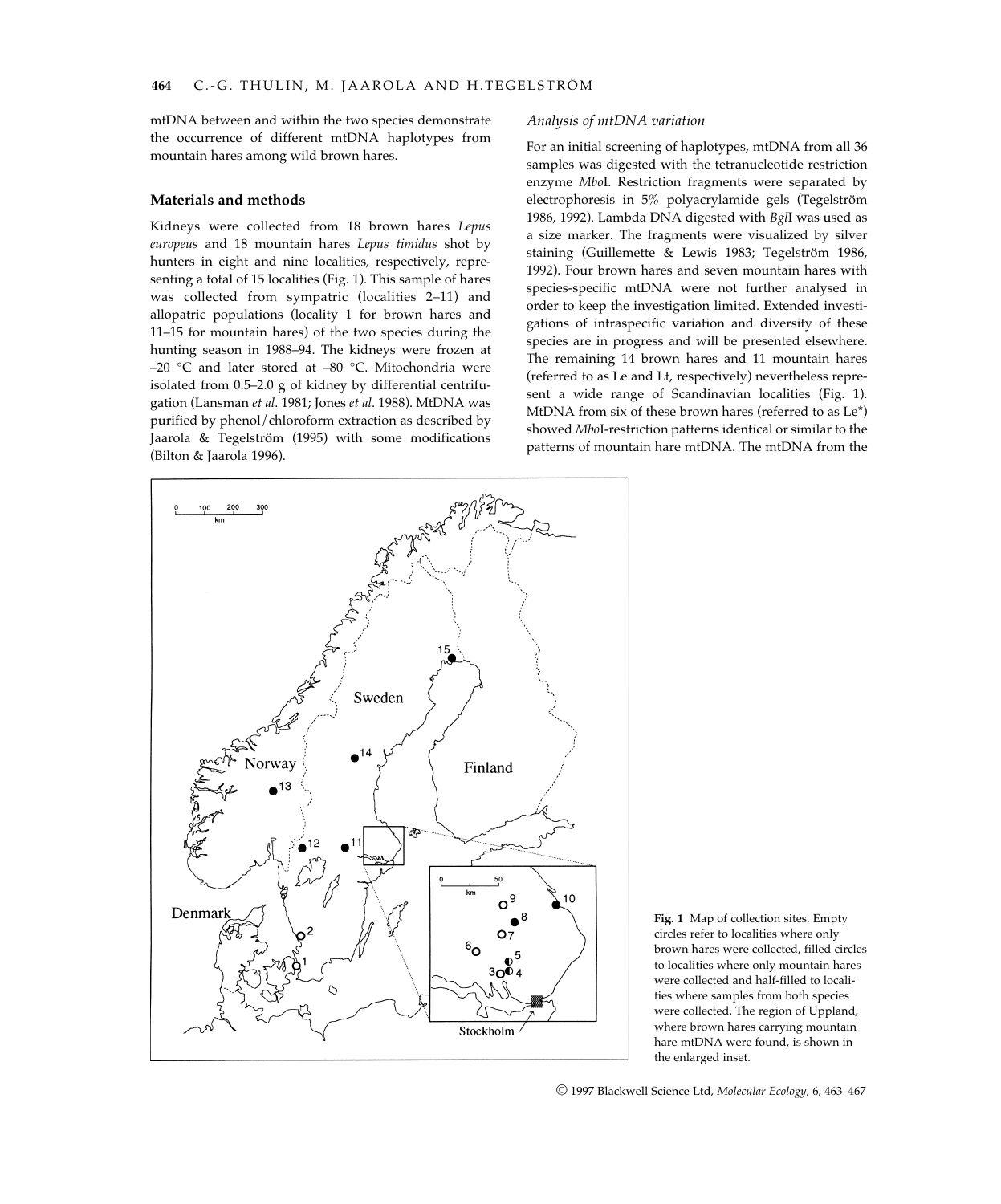mtDNA between and within the two species demonstrate the occurrence of different mtDNA haplotypes from mountain hares among wild brown hares.

## Materials and methods

Kidneys were collected from 18 brown hares *Lepus europeus* and 18 mountain hares *Lepus timidus* shot by hunters in eight and nine localities, respectively, representing a total of 15 localities (Fig. 1). This sample of hares was collected from sympatric (localities 2–11) and allopatric populations (locality 1 for brown hares and 11–15 for mountain hares) of the two species during the hunting season in 1988–94. The kidneys were frozen at –20 °C and later stored at –80 °C. Mitochondria were isolated from 0.5–2.0 g of kidney by differential centrifugation (Lansman *et al*. 1981; Jones *et al*. 1988). MtDNA was purified by phenol/chloroform extraction as described by Jaarola & Tegelström (1995) with some modifications (Bilton & Jaarola 1996).

### Analysis of mtDNA variation

For an initial screening of haplotypes, mtDNA from all 36 samples was digested with the tetranucleotide restriction enzyme *Mbo*I. Restriction fragments were separated by electrophoresis in 5% polyacrylamide gels (Tegelström 1986, 1992). Lambda DNA digested with *Bgl*I was used as a size marker. The fragments were visualized by silver staining (Guillemette & Lewis 1983; Tegelström 1986, 1992). Four brown hares and seven mountain hares with species-specific mtDNA were not further analysed in order to keep the investigation limited. Extended investigations of intraspecific variation and diversity of these species are in progress and will be presented elsewhere. The remaining 14 brown hares and 11 mountain hares (referred to as Le and Lt, respectively) nevertheless represent a wide range of Scandinavian localities (Fig. 1). MtDNA from six of these brown hares (referred to as Le*) showed *Mbo*I-restriction patterns identical or similar to the patterns of mountain hare mtDNA. The mtDNA from the

**Fig. 1** Map of collection sites. Empty circles refer to localities where only brown hares were collected, filled circles to localities where only mountain hares were collected and half-filled to localities where samples from both species were collected. The region of Uppland, where brown hares carrying mountain hare mtDNA were found, is shown in the enlarged inset.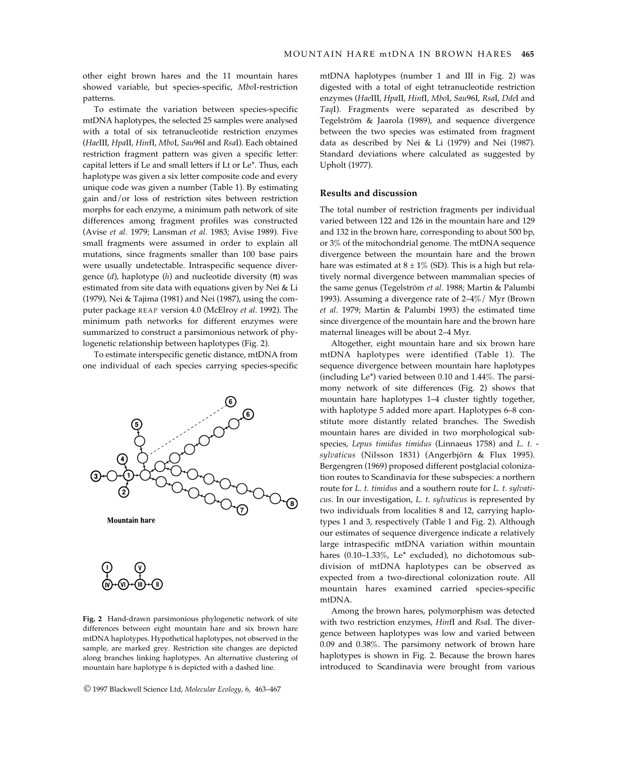other eight brown hares and the 11 mountain hares showed variable, but species-specific, *Mbo*I-restriction patterns.

To estimate the variation between species-specific mtDNA haplotypes, the selected 25 samples were analysed with a total of six tetranucleotide restriction enzymes (*Hae*III, *Hpa*II, *Hin*fI, *Mbo*I, *Sau*96I and *Rsa*I). Each obtained restriction fragment pattern was given a specific letter: capital letters if Le and small letters if Lt or Le*. Thus, each haplotype was given a six letter composite code and every unique code was given a number (Table 1). By estimating gain and/or loss of restriction sites between restriction morphs for each enzyme, a minimum path network of site differences among fragment profiles was constructed (Avise *et al*. 1979; Lansman *et al*. 1983; Avise 1989). Five small fragments were assumed in order to explain all mutations, since fragments smaller than 100 base pairs were usually undetectable. Intraspecific sequence divergence ($d$), haplotype ($h$) and nucleotide diversity ($\pi$) was estimated from site data with equations given by Nei & Li (1979), Nei & Tajima (1981) and Nei (1987), using the computer package REAP version 4.0 (McElroy *et al*. 1992). The minimum path networks for different enzymes were summarized to construct a parsimonious network of phylogenetic relationship between haplotypes (Fig. 2).

To estimate interspecific genetic distance, mtDNA from one individual of each species carrying species-specific mtDNA haplotypes (number 1 and III in Fig. 2) was digested with a total of eight tetranucleotide restriction enzymes (*Hae*III, *Hpa*II, *Hin*fI, *Mbo*I, *Sau*96I, *Rsa*I, *Dde*I and *Taq*I). Fragments were separated as described by Tegelström & Jaarola (1989), and sequence divergence between the two species was estimated from fragment data as described by Nei & Li (1979) and Nei (1987). Standard deviations where calculated as suggested by Upholt (1977).

**Fig. 2** Hand-drawn parsimonious phylogenetic network of site differences between eight mountain hare and six brown hare mtDNA haplotypes. Hypothetical haplotypes, not observed in the sample, are marked grey. Restriction site changes are depicted along branches linking haplotypes. An alternative clustering of mountain hare haplotype 6 is depicted with a dashed line.

## Results and discussion

The total number of restriction fragments per individual varied between 122 and 126 in the mountain hare and 129 and 132 in the brown hare, corresponding to about 500 bp, or 3% of the mitochondrial genome. The mtDNA sequence divergence between the mountain hare and the brown hare was estimated at 8 ± 1% (SD). This is a high but relatively normal divergence between mammalian species of the same genus (Tegelström *et al*. 1988; Martin & Palumbi 1993). Assuming a divergence rate of 2–4%/ Myr (Brown *et al*. 1979; Martin & Palumbi 1993) the estimated time since divergence of the mountain hare and the brown hare maternal lineages will be about 2–4 Myr.

Altogether, eight mountain hare and six brown hare mtDNA haplotypes were identified (Table 1). The sequence divergence between mountain hare haplotypes (including Le*) varied between 0.10 and 1.44%. The parsimony network of site differences (Fig. 2) shows that mountain hare haplotypes 1–4 cluster tightly together, with haplotype 5 added more apart. Haplotypes 6–8 constitute more distantly related branches. The Swedish mountain hares are divided in two morphological subspecies, *Lepus timidus timidus* (Linnaeus 1758) and *L. t. sylvaticus* (Nilsson 1831) (Angerbjörn & Flux 1995). Bergengren (1969) proposed different postglacial colonization routes to Scandinavia for these subspecies: a northern route for *L. t. timidus* and a southern route for *L. t. sylvaticus*. In our investigation, *L. t. sylvaticus* is represented by two individuals from localities 8 and 12, carrying haplotypes 1 and 3, respectively (Table 1 and Fig. 2). Although our estimates of sequence divergence indicate a relatively large intraspecific mtDNA variation within mountain hares (0.10–1.33%, Le* excluded), no dichotomous subdivision of mtDNA haplotypes can be observed as expected from a two-directional colonization route. All mountain hares examined carried species-specific mtDNA.

Among the brown hares, polymorphism was detected with two restriction enzymes, *Hin*fI and *Rsa*I. The divergence between haplotypes was low and varied between 0.09 and 0.38%. The parsimony network of brown hare haplotypes is shown in Fig. 2. Because the brown hares introduced to Scandinavia were brought from various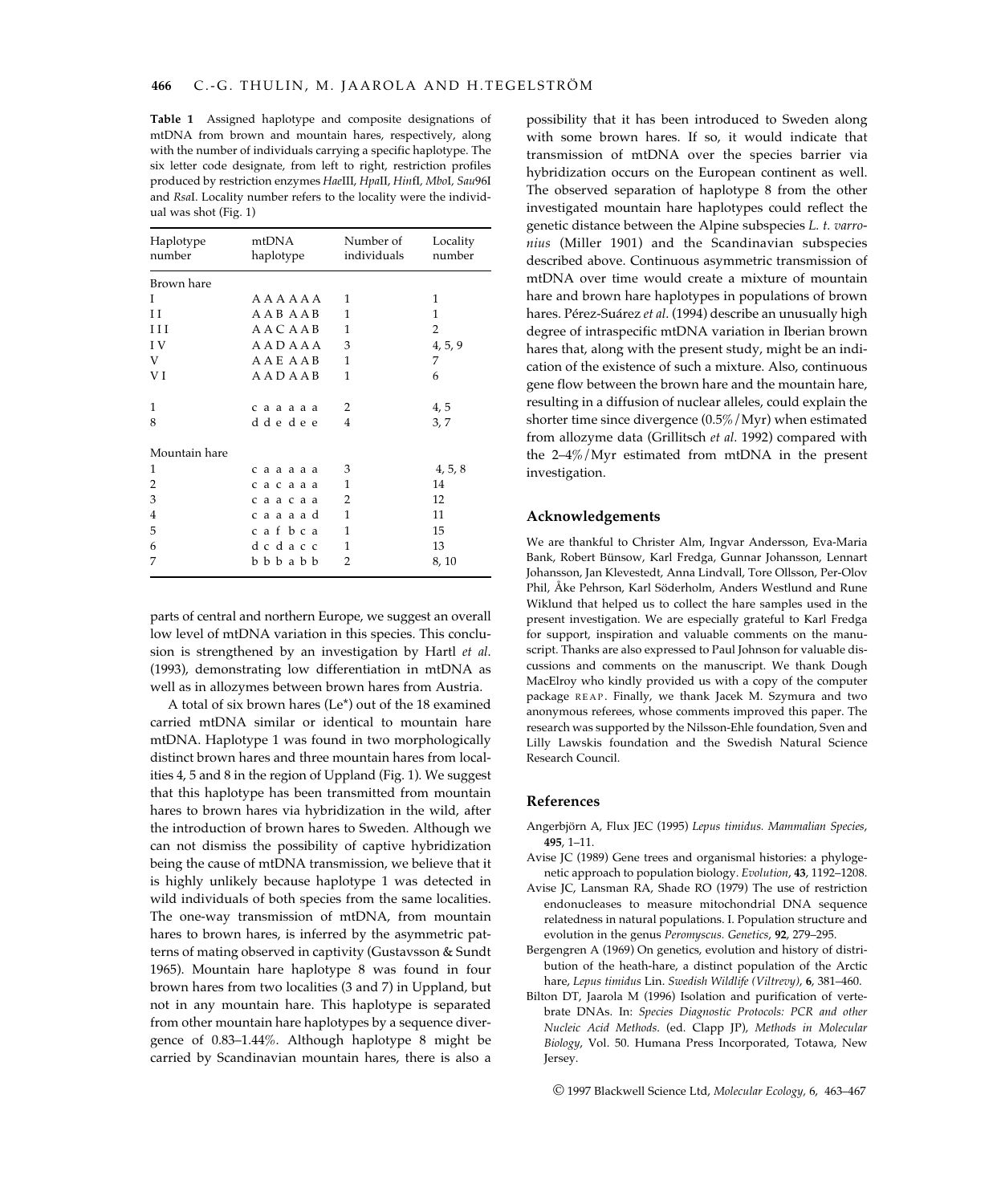**Table 1** Assigned haplotype and composite designations of mtDNA from brown and mountain hares, respectively, along with the number of individuals carrying a specific haplotype. The six letter code designate, from left to right, restriction profiles produced by restriction enzymes *Hae*III, *Hpa*II, *Hin*fI, *Mbo*I, *Sau*96I and *Rsa*I. Locality number refers to the locality were the individual was shot (Fig. 1)

| Haplotype number | mtDNA haplotype | Number of individuals | Locality number |
|---|---|---|---|
| Brown hare | | | |
| I | A A A A A A | 1 | 1 |
| I I | A A B A A B | 1 | 1 |
| I I I | A A C A A B | 1 | 2 |
| I V | A A D A A A | 3 | 4, 5, 9 |
| V | A A E A A B | 1 | 7 |
| V I | A A D A A B | 1 | 6 |
| 1 | c a a a a a | 2 | 4, 5 |
| 8 | d d e d e e | 4 | 3, 7 |
| Mountain hare | | | |
| 1 | c a a a a a | 3 | 4, 5, 8 |
| 2 | c a c a a a | 1 | 14 |
| 3 | c a a c a a | 2 | 12 |
| 4 | c a a a a d | 1 | 11 |
| 5 | c a f b c a | 1 | 15 |
| 6 | d c d a c c | 1 | 13 |
| 7 | b b b a b b | 2 | 8, 10 |

parts of central and northern Europe, we suggest an overall low level of mtDNA variation in this species. This conclusion is strengthened by an investigation by Hartl *et al*. (1993), demonstrating low differentiation in mtDNA as well as in allozymes between brown hares from Austria.

A total of six brown hares (Le*) out of the 18 examined carried mtDNA similar or identical to mountain hare mtDNA. Haplotype 1 was found in two morphologically distinct brown hares and three mountain hares from localities 4, 5 and 8 in the region of Uppland (Fig. 1). We suggest that this haplotype has been transmitted from mountain hares to brown hares via hybridization in the wild, after the introduction of brown hares to Sweden. Although we can not dismiss the possibility of captive hybridization being the cause of mtDNA transmission, we believe that it is highly unlikely because haplotype 1 was detected in wild individuals of both species from the same localities. The one-way transmission of mtDNA, from mountain hares to brown hares, is inferred by the asymmetric patterns of mating observed in captivity (Gustavsson & Sundt 1965). Mountain hare haplotype 8 was found in four brown hares from two localities (3 and 7) in Uppland, but not in any mountain hare. This haplotype is separated from other mountain hare haplotypes by a sequence divergence of 0.83–1.44%. Although haplotype 8 might be carried by Scandinavian mountain hares, there is also a possibility that it has been introduced to Sweden along with some brown hares. If so, it would indicate that transmission of mtDNA over the species barrier via hybridization occurs on the European continent as well. The observed separation of haplotype 8 from the other investigated mountain hare haplotypes could reflect the genetic distance between the Alpine subspecies *L. t. varronius* (Miller 1901) and the Scandinavian subspecies described above. Continuous asymmetric transmission of mtDNA over time would create a mixture of mountain hare and brown hare haplotypes in populations of brown hares. Pérez-Suárez *et al*. (1994) describe an unusually high degree of intraspecific mtDNA variation in Iberian brown hares that, along with the present study, might be an indication of the existence of such a mixture. Also, continuous gene flow between the brown hare and the mountain hare, resulting in a diffusion of nuclear alleles, could explain the shorter time since divergence (0.5%/Myr) when estimated from allozyme data (Grillitsch *et al*. 1992) compared with the 2–4%/Myr estimated from mtDNA in the present investigation.

## Acknowledgements

We are thankful to Christer Alm, Ingvar Andersson, Eva-Maria Bank, Robert Bünsow, Karl Fredga, Gunnar Johansson, Lennart Johansson, Jan Klevestedt, Anna Lindvall, Tore Ollsson, Per-Olov Phil, Åke Pehrson, Karl Söderholm, Anders Westlund and Rune Wiklund that helped us to collect the hare samples used in the present investigation. We are especially grateful to Karl Fredga for support, inspiration and valuable comments on the manuscript. Thanks are also expressed to Paul Johnson for valuable discussions and comments on the manuscript. We thank Dough MacElroy who kindly provided us with a copy of the computer package REAP. Finally, we thank Jacek M. Szymura and two anonymous referees, whose comments improved this paper. The research was supported by the Nilsson-Ehle foundation, Sven and Lilly Lawskis foundation and the Swedish Natural Science Research Council.

## References

Angerbjörn A, Flux JEC (1995) *Lepus timidus*. *Mammalian Species*, **495**, 1–11.

Avise JC (1989) Gene trees and organismal histories: a phylogenetic approach to population biology. *Evolution*, **43**, 1192–1208.

Avise JC, Lansman RA, Shade RO (1979) The use of restriction endonucleases to measure mitochondrial DNA sequence relatedness in natural populations. I. Population structure and evolution in the genus *Peromyscus*. *Genetics*, **92**, 279–295.

Bergengren A (1969) On genetics, evolution and history of distribution of the heath-hare, a distinct population of the Arctic hare, *Lepus timidus* Lin. *Swedish Wildlife (Viltrevy)*, **6**, 381–460.

Bilton DT, Jaarola M (1996) Isolation and purification of vertebrate DNAs. In: *Species Diagnostic Protocols: PCR and other Nucleic Acid Methods*. (ed. Clapp JP), *Methods in Molecular Biology*, Vol. 50. Humana Press Incorporated, Totawa, New Jersey.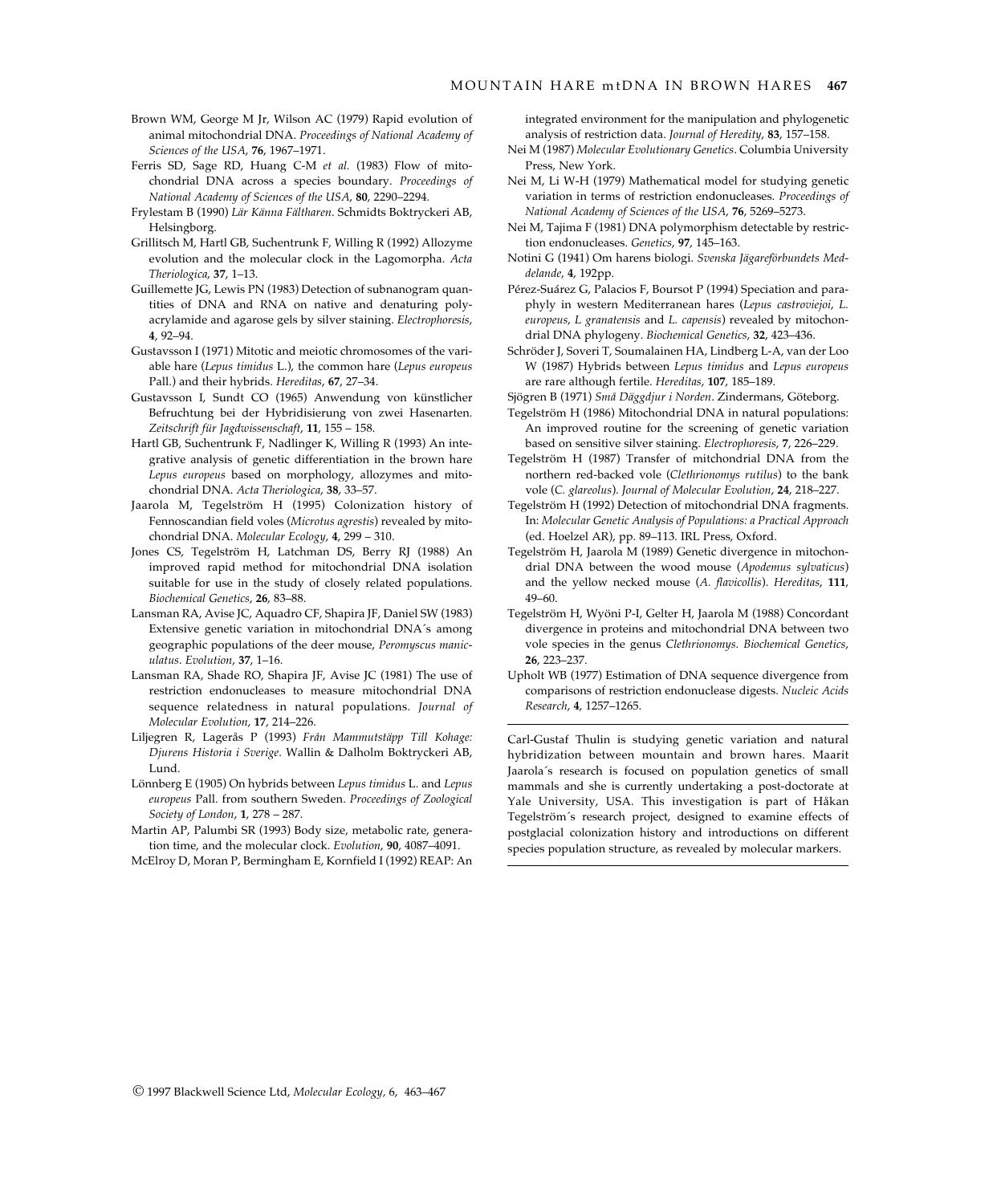Brown WM, George M Jr, Wilson AC (1979) Rapid evolution of animal mitochondrial DNA. *Proceedings of National Academy of Sciences of the USA*, **76**, 1967–1971.

Ferris SD, Sage RD, Huang C-M *et al.* (1983) Flow of mitochondrial DNA across a species boundary. *Proceedings of National Academy of Sciences of the USA*, **80**, 2290–2294.

Frylestam B (1990) *Lär Känna Fältharen*. Schmidts Boktryckeri AB, Helsingborg.

Grillitsch M, Hartl GB, Suchentrunk F, Willing R (1992) Allozyme evolution and the molecular clock in the Lagomorpha. *Acta Theriologica*, **37**, 1–13.

Guillemette JG, Lewis PN (1983) Detection of subnanogram quantities of DNA and RNA on native and denaturing polyacrylamide and agarose gels by silver staining. *Electrophoresis*, **4**, 92–94.

Gustavsson I (1971) Mitotic and meiotic chromosomes of the variable hare (*Lepus timidus* L.), the common hare (*Lepus europeus* Pall.) and their hybrids. *Hereditas*, **67**, 27–34.

Gustavsson I, Sundt CO (1965) Anwendung von künstlicher Befruchtung bei der Hybridisierung von zwei Hasenarten. *Zeitschrift für Jagdwissenschaft*, **11**, 155 – 158.

Hartl GB, Suchentrunk F, Nadlinger K, Willing R (1993) An integrative analysis of genetic differentiation in the brown hare *Lepus europeus* based on morphology, allozymes and mitochondrial DNA. *Acta Theriologica*, **38**, 33–57.

Jaarola M, Tegelström H (1995) Colonization history of Fennoscandian field voles (*Microtus agrestis*) revealed by mitochondrial DNA. *Molecular Ecology*, **4**, 299 – 310.

Jones CS, Tegelström H, Latchman DS, Berry RJ (1988) An improved rapid method for mitochondrial DNA isolation suitable for use in the study of closely related populations. *Biochemical Genetics*, **26**, 83–88.

Lansman RA, Avise JC, Aquadro CF, Shapira JF, Daniel SW (1983) Extensive genetic variation in mitochondrial DNA´s among geographic populations of the deer mouse, *Peromyscus maniculatus*. *Evolution*, **37**, 1–16.

Lansman RA, Shade RO, Shapira JF, Avise JC (1981) The use of restriction endonucleases to measure mitochondrial DNA sequence relatedness in natural populations. *Journal of Molecular Evolution*, **17**, 214–226.

Liljegren R, Lagerås P (1993) *Från Mammutstäpp Till Kohage: Djurens Historia i Sverige*. Wallin & Dalholm Boktryckeri AB, Lund.

Lönnberg E (1905) On hybrids between *Lepus timidus* L. and *Lepus europeus* Pall. from southern Sweden. *Proceedings of Zoological Society of London*, **1**, 278 – 287.

Martin AP, Palumbi SR (1993) Body size, metabolic rate, generation time, and the molecular clock. *Evolution*, **90**, 4087–4091.

McElroy D, Moran P, Bermingham E, Kornfield I (1992) REAP: An integrated environment for the manipulation and phylogenetic analysis of restriction data. *Journal of Heredity*, **83**, 157–158.

Nei M (1987) *Molecular Evolutionary Genetics*. Columbia University Press, New York.

Nei M, Li W-H (1979) Mathematical model for studying genetic variation in terms of restriction endonucleases. *Proceedings of National Academy of Sciences of the USA*, **76**, 5269–5273.

Nei M, Tajima F (1981) DNA polymorphism detectable by restriction endonucleases. *Genetics*, **97**, 145–163.

Notini G (1941) Om harens biologi. *Svenska Jägareförbundets Meddelande*, **4**, 192pp.

Pérez-Suárez G, Palacios F, Boursot P (1994) Speciation and paraphyly in western Mediterranean hares (*Lepus castroviejoi*, *L. europeus*, *L granatensis* and *L. capensis*) revealed by mitochondrial DNA phylogeny. *Biochemical Genetics*, **32**, 423–436.

Schröder J, Soveri T, Soumalainen HA, Lindberg L-A, van der Loo W (1987) Hybrids between *Lepus timidus* and *Lepus europeus* are rare although fertile. *Hereditas*, **107**, 185–189.

Sjögren B (1971) *Små Däggdjur i Norden*. Zindermans, Göteborg.

Tegelström H (1986) Mitochondrial DNA in natural populations: An improved routine for the screening of genetic variation based on sensitive silver staining. *Electrophoresis*, **7**, 226–229.

Tegelström H (1987) Transfer of mitchondrial DNA from the northern red-backed vole (*Clethrionomys rutilus*) to the bank vole (*C. glareolus*). *Journal of Molecular Evolution*, **24**, 218–227.

Tegelström H (1992) Detection of mitochondrial DNA fragments. In: *Molecular Genetic Analysis of Populations: a Practical Approach* (ed. Hoelzel AR), pp. 89–113. IRL Press, Oxford.

Tegelström H, Jaarola M (1989) Genetic divergence in mitochondrial DNA between the wood mouse (*Apodemus sylvaticus*) and the yellow necked mouse (*A. flavicollis*). *Hereditas*, **111**, 49–60.

Tegelström H, Wyöni P-I, Gelter H, Jaarola M (1988) Concordant divergence in proteins and mitochondrial DNA between two vole species in the genus *Clethrionomys*. *Biochemical Genetics*, **26**, 223–237.

Upholt WB (1977) Estimation of DNA sequence divergence from comparisons of restriction endonuclease digests. *Nucleic Acids Research*, **4**, 1257–1265.

---

Carl-Gustaf Thulin is studying genetic variation and natural hybridization between mountain and brown hares. Maarit Jaarola´s research is focused on population genetics of small mammals and she is currently undertaking a post-doctorate at Yale University, USA. This investigation is part of Håkan Tegelström´s research project, designed to examine effects of postglacial colonization history and introductions on different species population structure, as revealed by molecular markers.

---